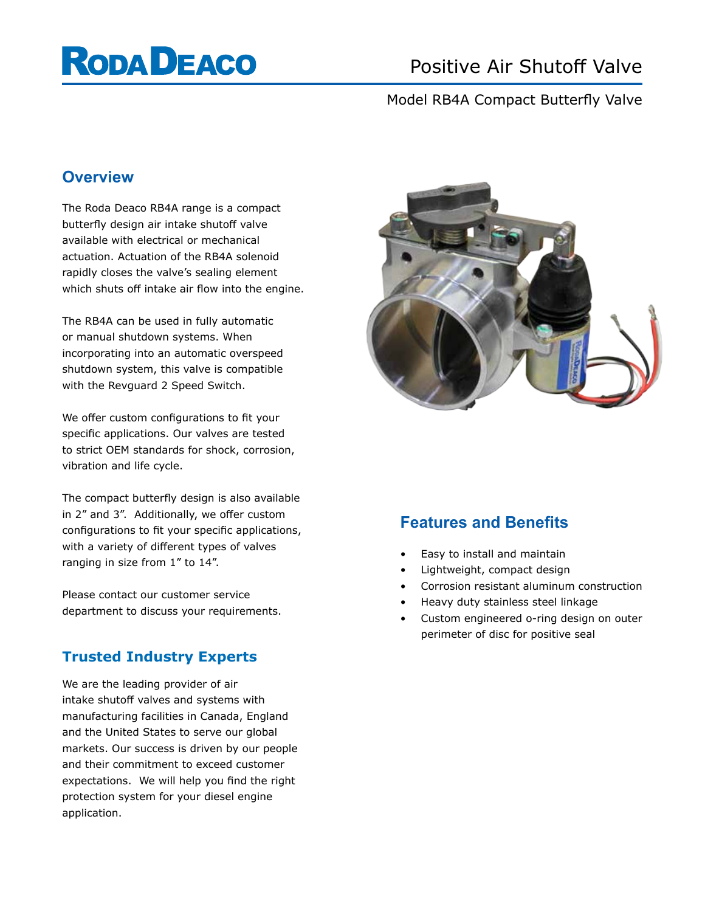# RODA DEACO

# Positive Air Shutoff Valve

Model RB4A Compact Butterfly Valve

## Overview

The Roda Deaco RB4A range is a compact butterfly design air intake shutoff valve available with electrical or mechanical actuation. Actuation of the RB4A solenoid rapidly closes the valve's sealing element which shuts off intake air flow into the engine.

The RB4A can be used in fully automatic or manual shutdown systems. When incorporating into an automatic overspeed shutdown system, this valve is compatible with the Revguard 2 Speed Switch.

We offer custom configurations to fit your specific applications. Our valves are tested to strict OEM standards for shock, corrosion, vibration and life cycle.

The compact butterfly design is also available in 2" and 3". Additionally, we offer custom configurations to fit your specific applications, with a variety of different types of valves ranging in size from 1" to 14".

Please contact our customer service department to discuss your requirements.

## Trusted Industry Experts

We are the leading provider of air intake shutoff valves and systems with manufacturing facilities in Canada, England and the United States to serve our global markets. Our success is driven by our people and their commitment to exceed customer expectations. We will help you find the right protection system for your diesel engine application.

## Features and Benefits

- Easy to install and maintain
- Lightweight, compact design
- Corrosion resistant aluminum construction
- Heavy duty stainless steel linkage
- Custom engineered o-ring design on outer perimeter of disc for positive seal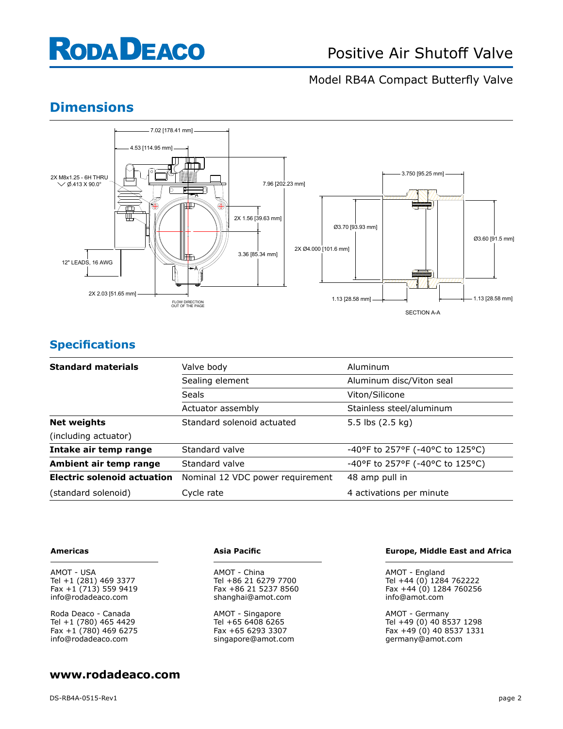# Positive Air Shutoff Valve

## Model RB4A Compact Butterfly Valve

## Dimensions

7.02 [178.41 mm]

4.53 [114.95 mm]

2X M8x1.25 - 6H THRU
⌵ Ø.413 X 90.0°

7.96 [202.23 mm]

2X 1.56 [39.63 mm]

3.36 [85.34 mm]

12" LEADS, 16 AWG

2X 2.03 [51.65 mm]

FLOW DIRECTION
OUT OF THE PAGE

3.750 [95.25 mm]

Ø3.70 [93.93 mm]

Ø3.60 [91.5 mm]

2X Ø4.000 [101.6 mm]

1.13 [28.58 mm]

1.13 [28.58 mm]

SECTION A-A

## Specifications

| | | |
|---|---|---|
| **Standard materials** | Valve body | Aluminum |
| | Sealing element | Aluminum disc/Viton seal |
| | Seals | Viton/Silicone |
| | Actuator assembly | Stainless steel/aluminum |
| **Net weights** (including actuator) | Standard solenoid actuated | 5.5 lbs (2.5 kg) |
| **Intake air temp range** | Standard valve | -40°F to 257°F (-40°C to 125°C) |
| **Ambient air temp range** | Standard valve | -40°F to 257°F (-40°C to 125°C) |
| **Electric solenoid actuation** | Nominal 12 VDC power requirement | 48 amp pull in |
| (standard solenoid) | Cycle rate | 4 activations per minute |

**Americas**

AMOT - USA
Tel +1 (281) 469 3377
Fax +1 (713) 559 9419
info@rodadeaco.com

Roda Deaco - Canada
Tel +1 (780) 465 4429
Fax +1 (780) 469 6275
info@rodadeaco.com

**Asia Pacific**

AMOT - China
Tel +86 21 6279 7700
Fax +86 21 5237 8560
shanghai@amot.com

AMOT - Singapore
Tel +65 6408 6265
Fax +65 6293 3307
singapore@amot.com

**Europe, Middle East and Africa**

AMOT - England
Tel +44 (0) 1284 762222
Fax +44 (0) 1284 760256
info@amot.com

AMOT - Germany
Tel +49 (0) 40 8537 1298
Fax +49 (0) 40 8537 1331
germany@amot.com

**www.rodadeaco.com**

DS-RB4A-0515-Rev1